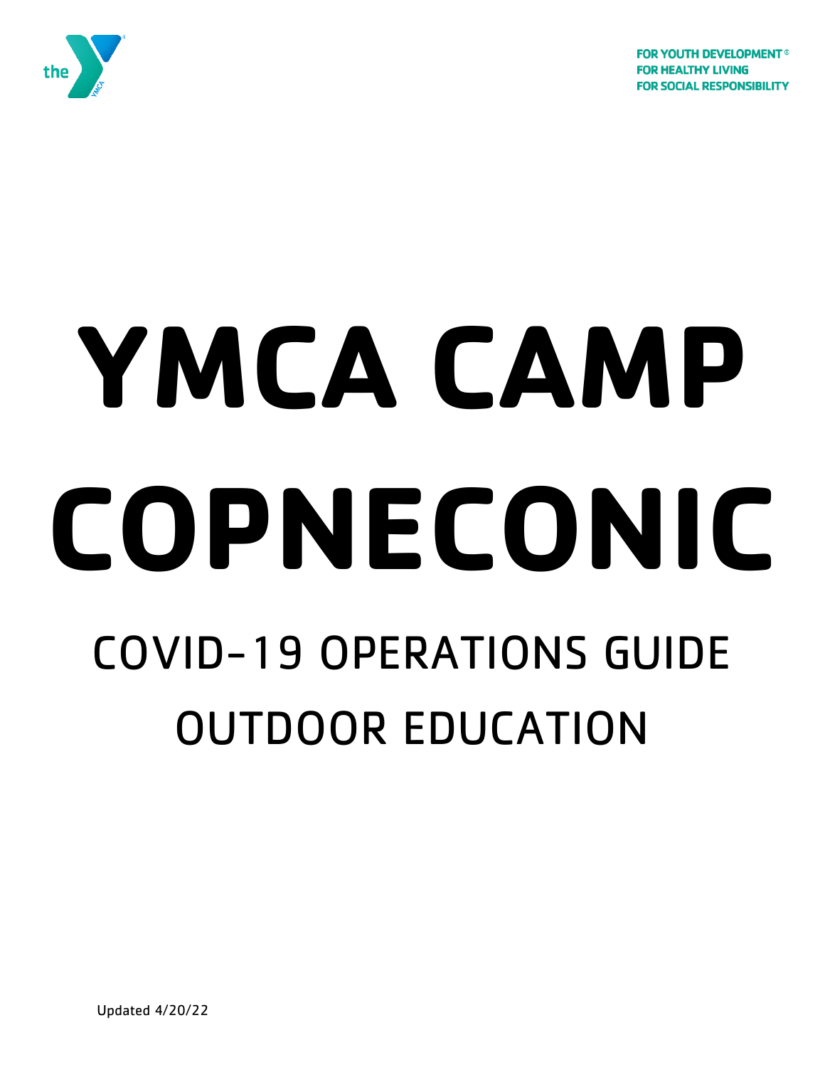FOR YOUTH DEVELOPMENT®
FOR HEALTHY LIVING
FOR SOCIAL RESPONSIBILITY

# YMCA CAMP COPNECONIC

## COVID-19 OPERATIONS GUIDE

## OUTDOOR EDUCATION

Updated 4/20/22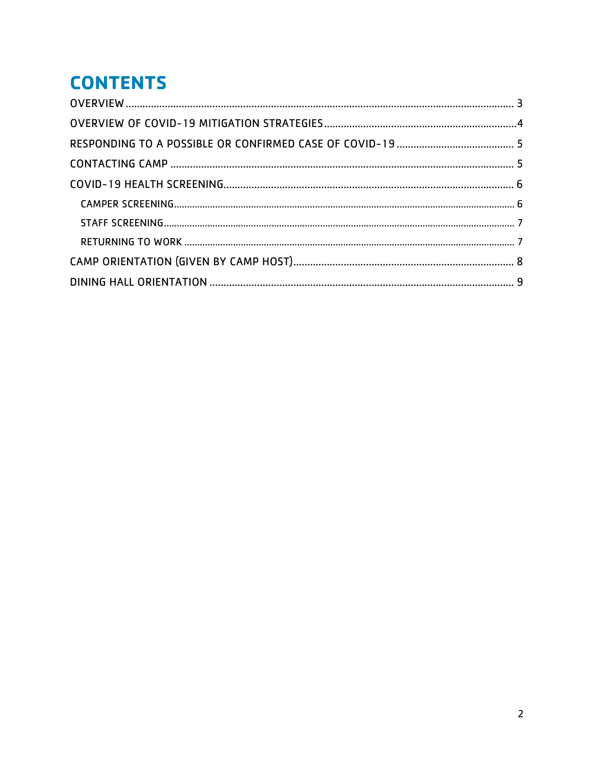# CONTENTS

OVERVIEW ........................................................................................................................................ 3

OVERVIEW OF COVID-19 MITIGATION STRATEGIES ..................................................................... 4

RESPONDING TO A POSSIBLE OR CONFIRMED CASE OF COVID-19 ........................................... 5

CONTACTING CAMP ......................................................................................................................... 5

COVID-19 HEALTH SCREENING ...................................................................................................... 6

- CAMPER SCREENING ...................................................................................................................... 6
- STAFF SCREENING .......................................................................................................................... 7
- RETURNING TO WORK ................................................................................................................... 7

CAMP ORIENTATION (GIVEN BY CAMP HOST) ............................................................................... 8

DINING HALL ORIENTATION ............................................................................................................ 9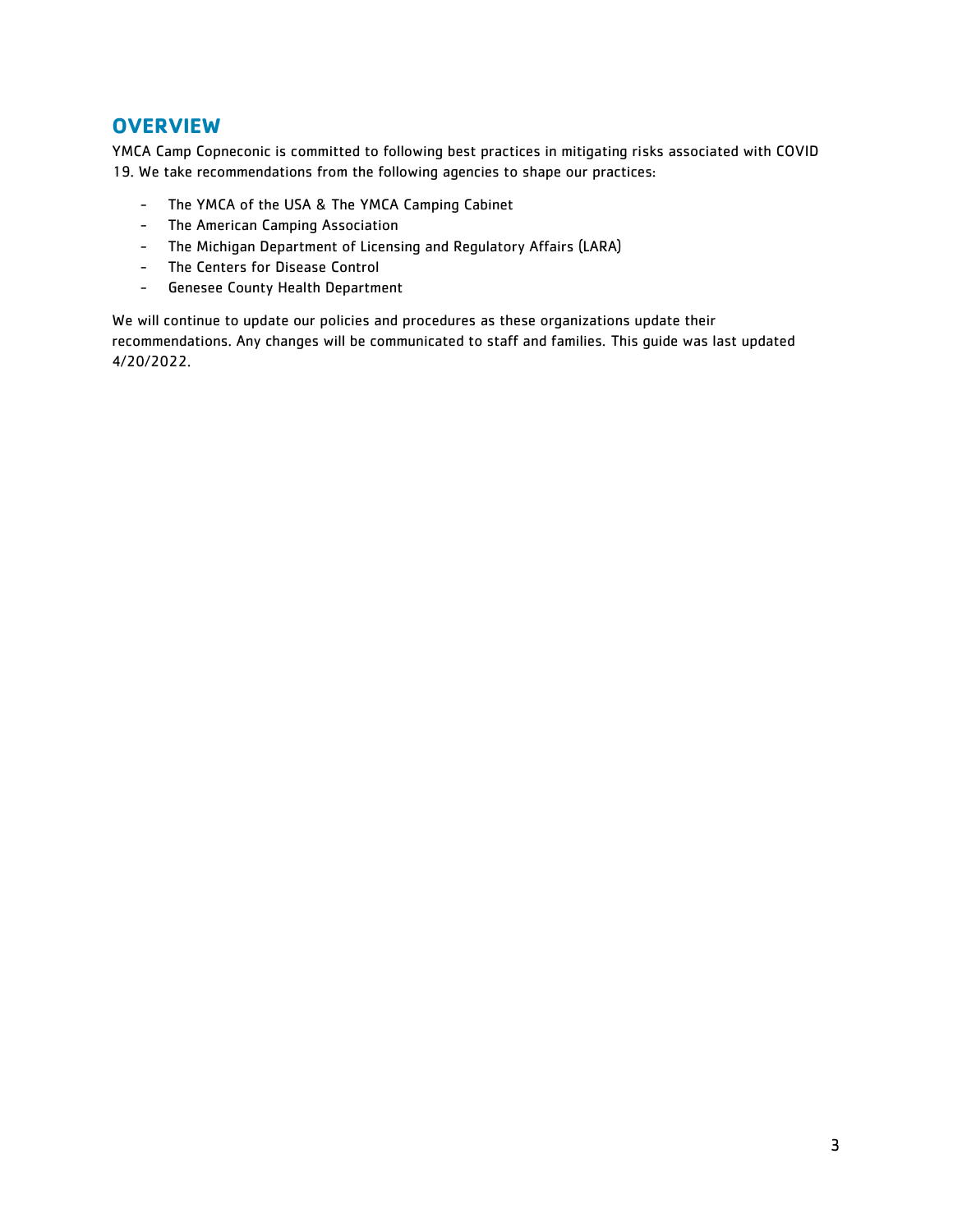## OVERVIEW

YMCA Camp Copneconic is committed to following best practices in mitigating risks associated with COVID 19. We take recommendations from the following agencies to shape our practices:

- The YMCA of the USA & The YMCA Camping Cabinet
- The American Camping Association
- The Michigan Department of Licensing and Regulatory Affairs (LARA)
- The Centers for Disease Control
- Genesee County Health Department

We will continue to update our policies and procedures as these organizations update their recommendations. Any changes will be communicated to staff and families. This guide was last updated 4/20/2022.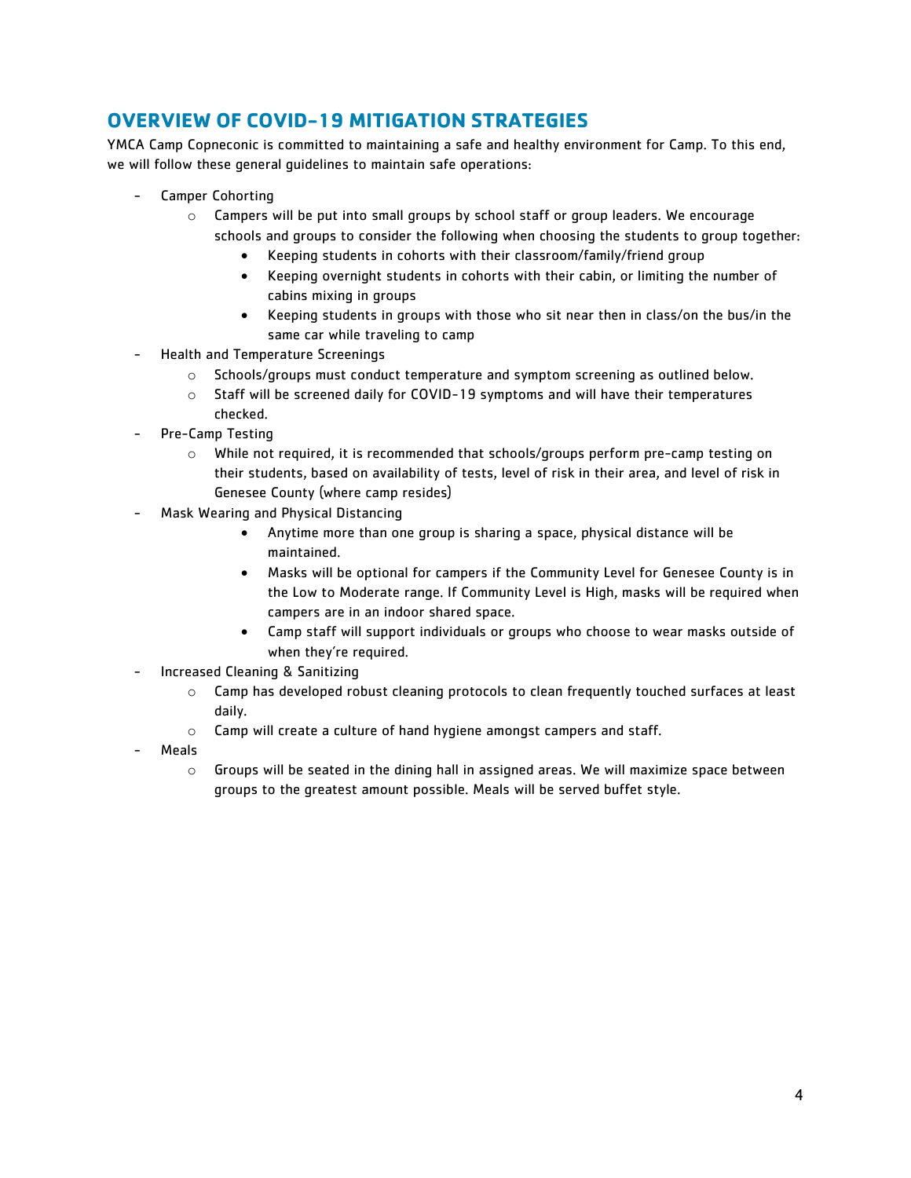## OVERVIEW OF COVID-19 MITIGATION STRATEGIES

YMCA Camp Copneconic is committed to maintaining a safe and healthy environment for Camp. To this end, we will follow these general guidelines to maintain safe operations:

- Camper Cohorting
    - Campers will be put into small groups by school staff or group leaders. We encourage schools and groups to consider the following when choosing the students to group together:
        - Keeping students in cohorts with their classroom/family/friend group
        - Keeping overnight students in cohorts with their cabin, or limiting the number of cabins mixing in groups
        - Keeping students in groups with those who sit near then in class/on the bus/in the same car while traveling to camp
- Health and Temperature Screenings
    - Schools/groups must conduct temperature and symptom screening as outlined below.
    - Staff will be screened daily for COVID-19 symptoms and will have their temperatures checked.
- Pre-Camp Testing
    - While not required, it is recommended that schools/groups perform pre-camp testing on their students, based on availability of tests, level of risk in their area, and level of risk in Genesee County (where camp resides)
- Mask Wearing and Physical Distancing
    - Anytime more than one group is sharing a space, physical distance will be maintained.
    - Masks will be optional for campers if the Community Level for Genesee County is in the Low to Moderate range. If Community Level is High, masks will be required when campers are in an indoor shared space.
    - Camp staff will support individuals or groups who choose to wear masks outside of when they're required.
- Increased Cleaning & Sanitizing
    - Camp has developed robust cleaning protocols to clean frequently touched surfaces at least daily.
    - Camp will create a culture of hand hygiene amongst campers and staff.
- Meals
    - Groups will be seated in the dining hall in assigned areas. We will maximize space between groups to the greatest amount possible. Meals will be served buffet style.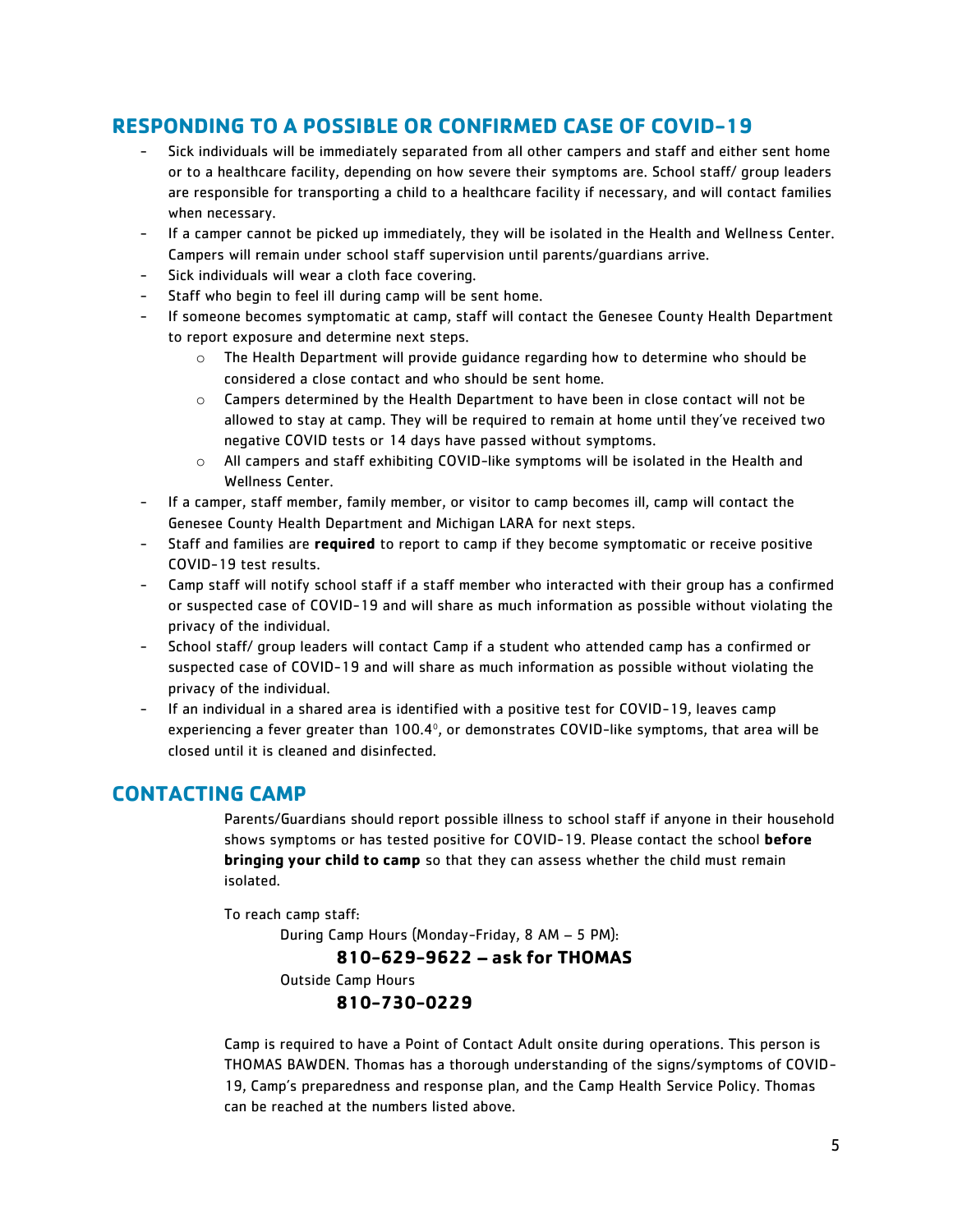## RESPONDING TO A POSSIBLE OR CONFIRMED CASE OF COVID-19

- Sick individuals will be immediately separated from all other campers and staff and either sent home or to a healthcare facility, depending on how severe their symptoms are. School staff/ group leaders are responsible for transporting a child to a healthcare facility if necessary, and will contact families when necessary.
- If a camper cannot be picked up immediately, they will be isolated in the Health and Wellness Center. Campers will remain under school staff supervision until parents/guardians arrive.
- Sick individuals will wear a cloth face covering.
- Staff who begin to feel ill during camp will be sent home.
- If someone becomes symptomatic at camp, staff will contact the Genesee County Health Department to report exposure and determine next steps.
  - The Health Department will provide guidance regarding how to determine who should be considered a close contact and who should be sent home.
  - Campers determined by the Health Department to have been in close contact will not be allowed to stay at camp. They will be required to remain at home until they've received two negative COVID tests or 14 days have passed without symptoms.
  - All campers and staff exhibiting COVID-like symptoms will be isolated in the Health and Wellness Center.
- If a camper, staff member, family member, or visitor to camp becomes ill, camp will contact the Genesee County Health Department and Michigan LARA for next steps.
- Staff and families are **required** to report to camp if they become symptomatic or receive positive COVID-19 test results.
- Camp staff will notify school staff if a staff member who interacted with their group has a confirmed or suspected case of COVID-19 and will share as much information as possible without violating the privacy of the individual.
- School staff/ group leaders will contact Camp if a student who attended camp has a confirmed or suspected case of COVID-19 and will share as much information as possible without violating the privacy of the individual.
- If an individual in a shared area is identified with a positive test for COVID-19, leaves camp experiencing a fever greater than 100.4°, or demonstrates COVID-like symptoms, that area will be closed until it is cleaned and disinfected.

## CONTACTING CAMP

Parents/Guardians should report possible illness to school staff if anyone in their household shows symptoms or has tested positive for COVID-19. Please contact the school **before bringing your child to camp** so that they can assess whether the child must remain isolated.

To reach camp staff:

During Camp Hours (Monday-Friday, 8 AM – 5 PM):

**810-629-9622 – ask for THOMAS**

Outside Camp Hours

**810-730-0229**

Camp is required to have a Point of Contact Adult onsite during operations. This person is THOMAS BAWDEN. Thomas has a thorough understanding of the signs/symptoms of COVID-19, Camp's preparedness and response plan, and the Camp Health Service Policy. Thomas can be reached at the numbers listed above.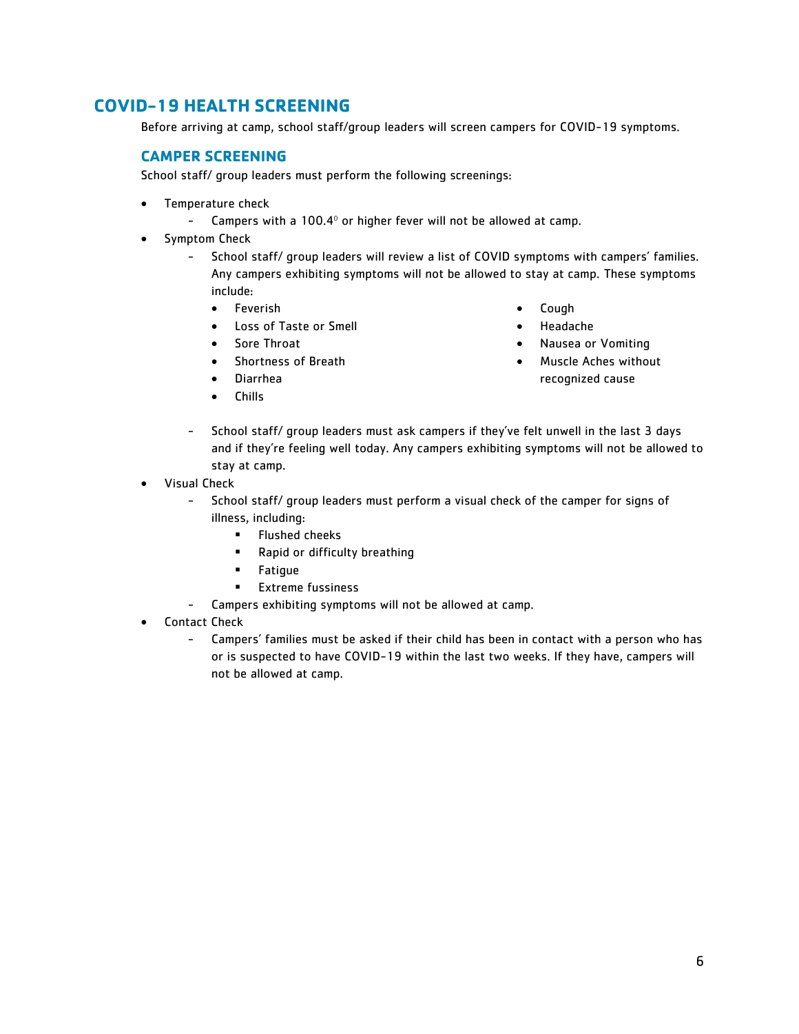## COVID-19 HEALTH SCREENING

Before arriving at camp, school staff/group leaders will screen campers for COVID-19 symptoms.

### CAMPER SCREENING

School staff/ group leaders must perform the following screenings:

- Temperature check
  - Campers with a 100.4° or higher fever will not be allowed at camp.
- Symptom Check
  - School staff/ group leaders will review a list of COVID symptoms with campers' families. Any campers exhibiting symptoms will not be allowed to stay at camp. These symptoms include:
    - Feverish
    - Loss of Taste or Smell
    - Sore Throat
    - Shortness of Breath
    - Diarrhea
    - Chills
    - Cough
    - Headache
    - Nausea or Vomiting
    - Muscle Aches without recognized cause
  - School staff/ group leaders must ask campers if they've felt unwell in the last 3 days and if they're feeling well today. Any campers exhibiting symptoms will not be allowed to stay at camp.
- Visual Check
  - School staff/ group leaders must perform a visual check of the camper for signs of illness, including:
    - Flushed cheeks
    - Rapid or difficulty breathing
    - Fatigue
    - Extreme fussiness
  - Campers exhibiting symptoms will not be allowed at camp.
- Contact Check
  - Campers' families must be asked if their child has been in contact with a person who has or is suspected to have COVID-19 within the last two weeks. If they have, campers will not be allowed at camp.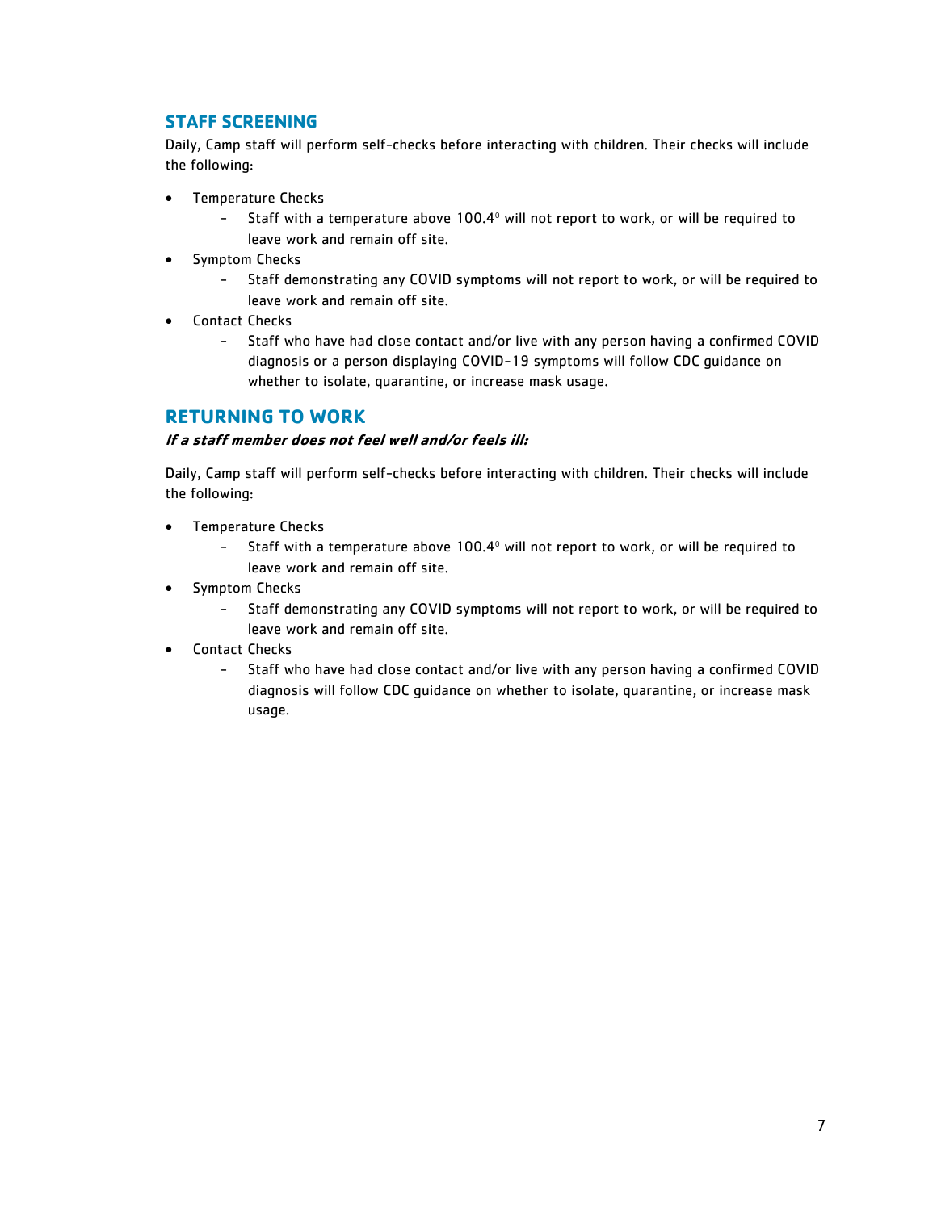## STAFF SCREENING

Daily, Camp staff will perform self-checks before interacting with children. Their checks will include the following:

- Temperature Checks
  - Staff with a temperature above 100.4° will not report to work, or will be required to leave work and remain off site.
- Symptom Checks
  - Staff demonstrating any COVID symptoms will not report to work, or will be required to leave work and remain off site.
- Contact Checks
  - Staff who have had close contact and/or live with any person having a confirmed COVID diagnosis or a person displaying COVID-19 symptoms will follow CDC guidance on whether to isolate, quarantine, or increase mask usage.

## RETURNING TO WORK

***If a staff member does not feel well and/or feels ill:***

Daily, Camp staff will perform self-checks before interacting with children. Their checks will include the following:

- Temperature Checks
  - Staff with a temperature above 100.4° will not report to work, or will be required to leave work and remain off site.
- Symptom Checks
  - Staff demonstrating any COVID symptoms will not report to work, or will be required to leave work and remain off site.
- Contact Checks
  - Staff who have had close contact and/or live with any person having a confirmed COVID diagnosis will follow CDC guidance on whether to isolate, quarantine, or increase mask usage.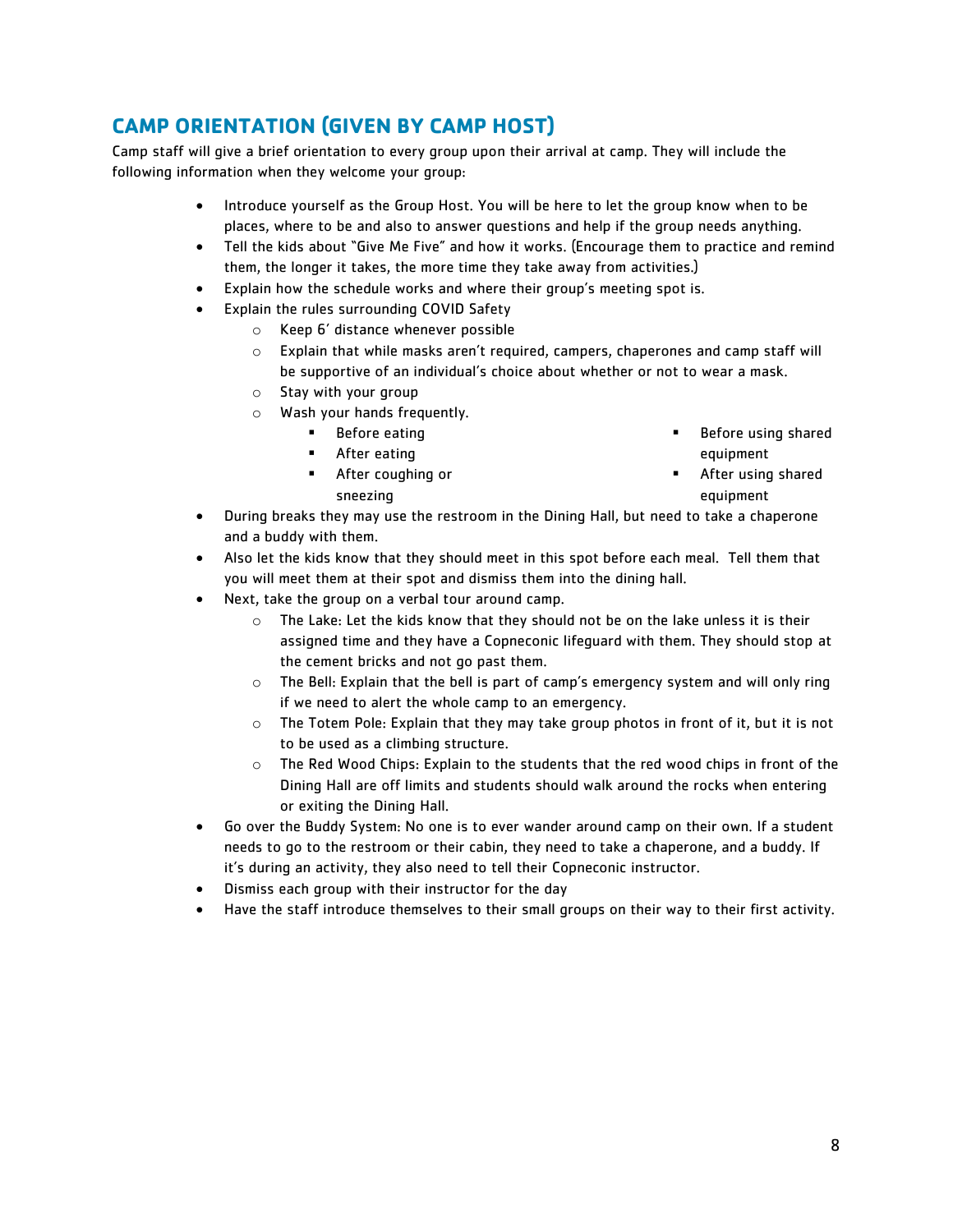## CAMP ORIENTATION (GIVEN BY CAMP HOST)

Camp staff will give a brief orientation to every group upon their arrival at camp. They will include the following information when they welcome your group:

- Introduce yourself as the Group Host. You will be here to let the group know when to be places, where to be and also to answer questions and help if the group needs anything.
- Tell the kids about "Give Me Five" and how it works. (Encourage them to practice and remind them, the longer it takes, the more time they take away from activities.)
- Explain how the schedule works and where their group's meeting spot is.
- Explain the rules surrounding COVID Safety
  - Keep 6' distance whenever possible
  - Explain that while masks aren't required, campers, chaperones and camp staff will be supportive of an individual's choice about whether or not to wear a mask.
  - Stay with your group
  - Wash your hands frequently.
    - Before eating
    - After eating
    - After coughing or sneezing
    - Before using shared equipment
    - After using shared equipment
- During breaks they may use the restroom in the Dining Hall, but need to take a chaperone and a buddy with them.
- Also let the kids know that they should meet in this spot before each meal. Tell them that you will meet them at their spot and dismiss them into the dining hall.
- Next, take the group on a verbal tour around camp.
  - The Lake: Let the kids know that they should not be on the lake unless it is their assigned time and they have a Copneconic lifeguard with them. They should stop at the cement bricks and not go past them.
  - The Bell: Explain that the bell is part of camp's emergency system and will only ring if we need to alert the whole camp to an emergency.
  - The Totem Pole: Explain that they may take group photos in front of it, but it is not to be used as a climbing structure.
  - The Red Wood Chips: Explain to the students that the red wood chips in front of the Dining Hall are off limits and students should walk around the rocks when entering or exiting the Dining Hall.
- Go over the Buddy System: No one is to ever wander around camp on their own. If a student needs to go to the restroom or their cabin, they need to take a chaperone, and a buddy. If it's during an activity, they also need to tell their Copneconic instructor.
- Dismiss each group with their instructor for the day
- Have the staff introduce themselves to their small groups on their way to their first activity.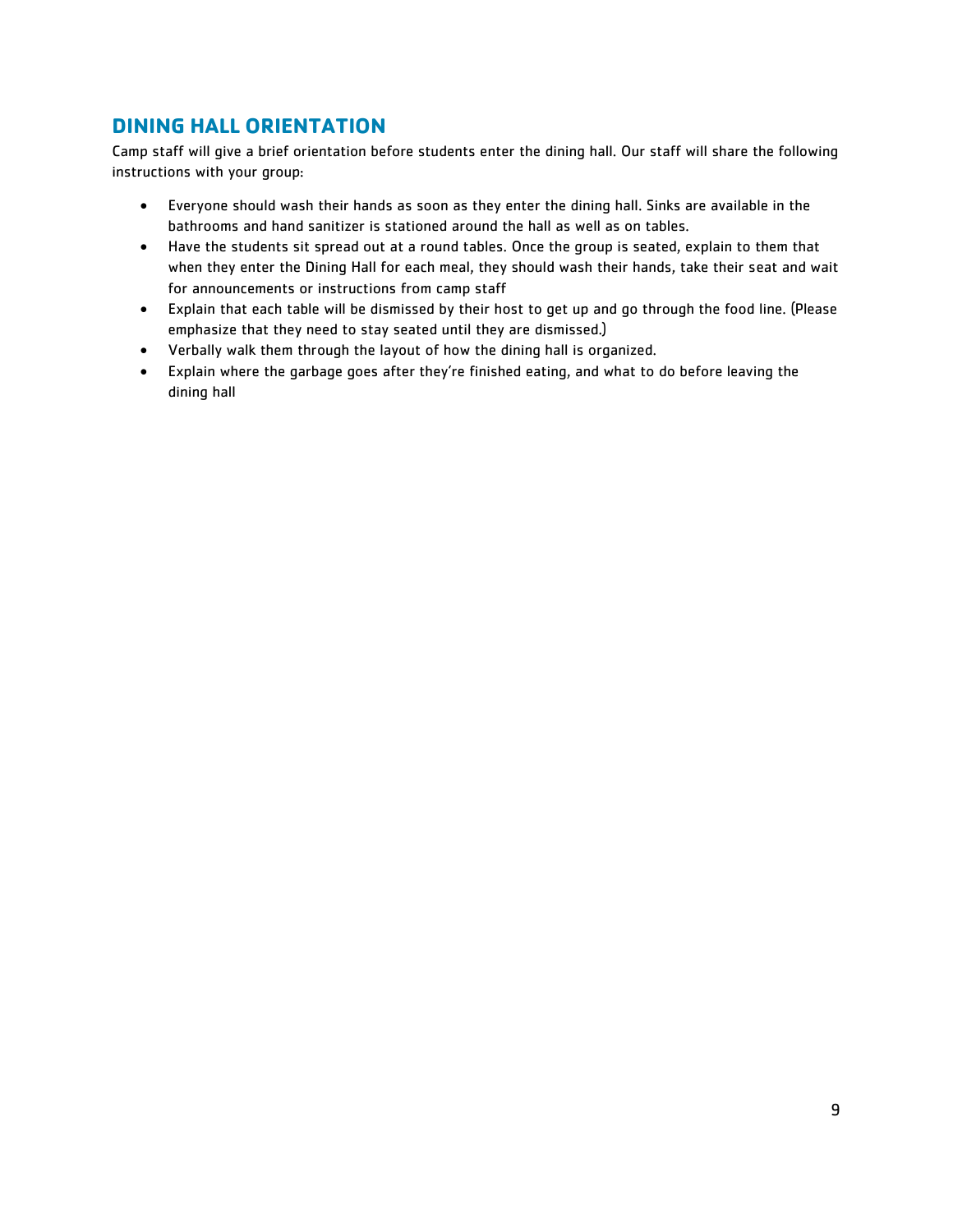## DINING HALL ORIENTATION

Camp staff will give a brief orientation before students enter the dining hall. Our staff will share the following instructions with your group:

- Everyone should wash their hands as soon as they enter the dining hall. Sinks are available in the bathrooms and hand sanitizer is stationed around the hall as well as on tables.
- Have the students sit spread out at a round tables. Once the group is seated, explain to them that when they enter the Dining Hall for each meal, they should wash their hands, take their seat and wait for announcements or instructions from camp staff
- Explain that each table will be dismissed by their host to get up and go through the food line. (Please emphasize that they need to stay seated until they are dismissed.)
- Verbally walk them through the layout of how the dining hall is organized.
- Explain where the garbage goes after they're finished eating, and what to do before leaving the dining hall